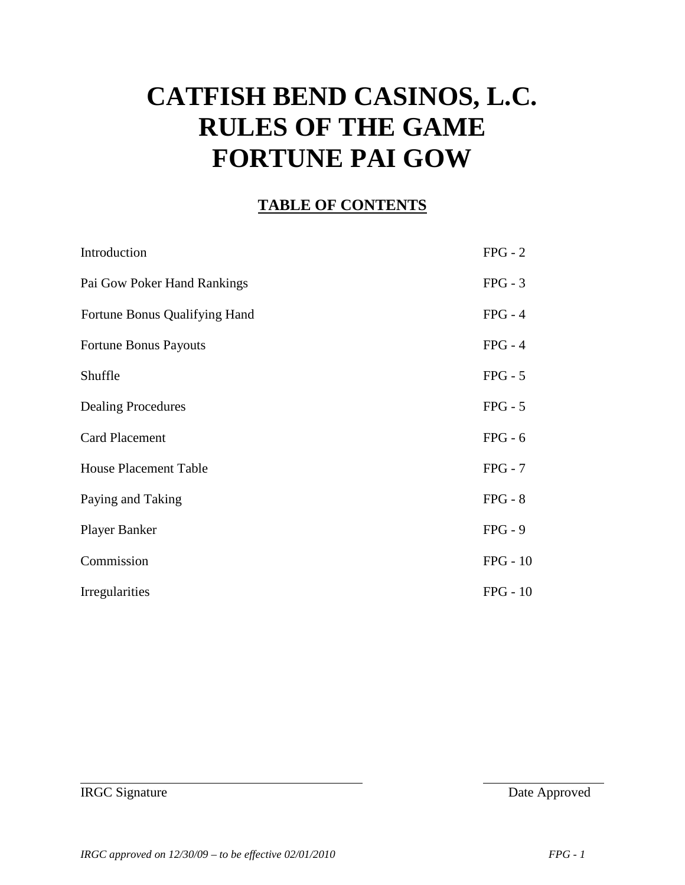# CATFISH BEND CASINOS, L.C.
# RULES OF THE GAME
# FORTUNE PAI GOW

## TABLE OF CONTENTS

| | |
|---|---|
| Introduction | FPG - 2 |
| Pai Gow Poker Hand Rankings | FPG - 3 |
| Fortune Bonus Qualifying Hand | FPG - 4 |
| Fortune Bonus Payouts | FPG - 4 |
| Shuffle | FPG - 5 |
| Dealing Procedures | FPG - 5 |
| Card Placement | FPG - 6 |
| House Placement Table | FPG - 7 |
| Paying and Taking | FPG - 8 |
| Player Banker | FPG - 9 |
| Commission | FPG - 10 |
| Irregularities | FPG - 10 |

IRGC Signature                                        Date Approved

*IRGC approved on 12/30/09 – to be effective 02/01/2010*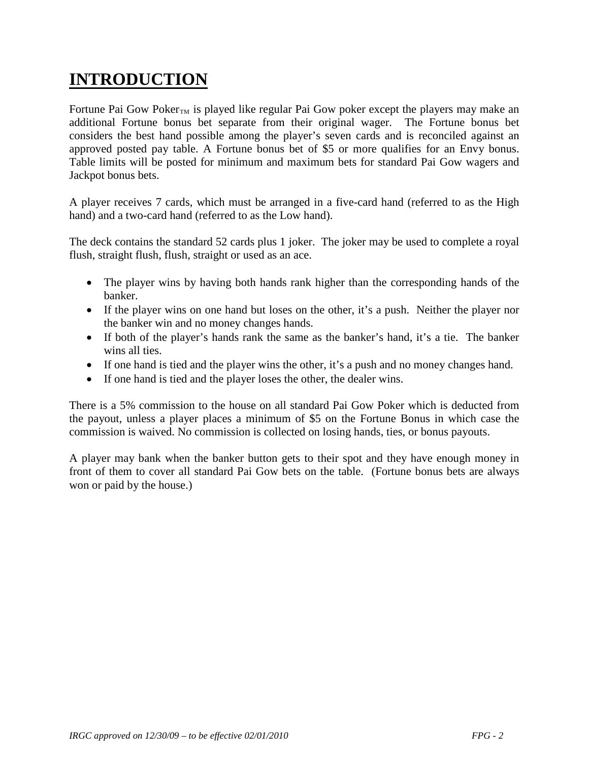# INTRODUCTION

Fortune Pai Gow Poker$_{TM}$ is played like regular Pai Gow poker except the players may make an additional Fortune bonus bet separate from their original wager. The Fortune bonus bet considers the best hand possible among the player's seven cards and is reconciled against an approved posted pay table. A Fortune bonus bet of $5 or more qualifies for an Envy bonus. Table limits will be posted for minimum and maximum bets for standard Pai Gow wagers and Jackpot bonus bets.

A player receives 7 cards, which must be arranged in a five-card hand (referred to as the High hand) and a two-card hand (referred to as the Low hand).

The deck contains the standard 52 cards plus 1 joker. The joker may be used to complete a royal flush, straight flush, flush, straight or used as an ace.

- The player wins by having both hands rank higher than the corresponding hands of the banker.
- If the player wins on one hand but loses on the other, it's a push. Neither the player nor the banker win and no money changes hands.
- If both of the player's hands rank the same as the banker's hand, it's a tie. The banker wins all ties.
- If one hand is tied and the player wins the other, it's a push and no money changes hand.
- If one hand is tied and the player loses the other, the dealer wins.

There is a 5% commission to the house on all standard Pai Gow Poker which is deducted from the payout, unless a player places a minimum of $5 on the Fortune Bonus in which case the commission is waived. No commission is collected on losing hands, ties, or bonus payouts.

A player may bank when the banker button gets to their spot and they have enough money in front of them to cover all standard Pai Gow bets on the table. (Fortune bonus bets are always won or paid by the house.)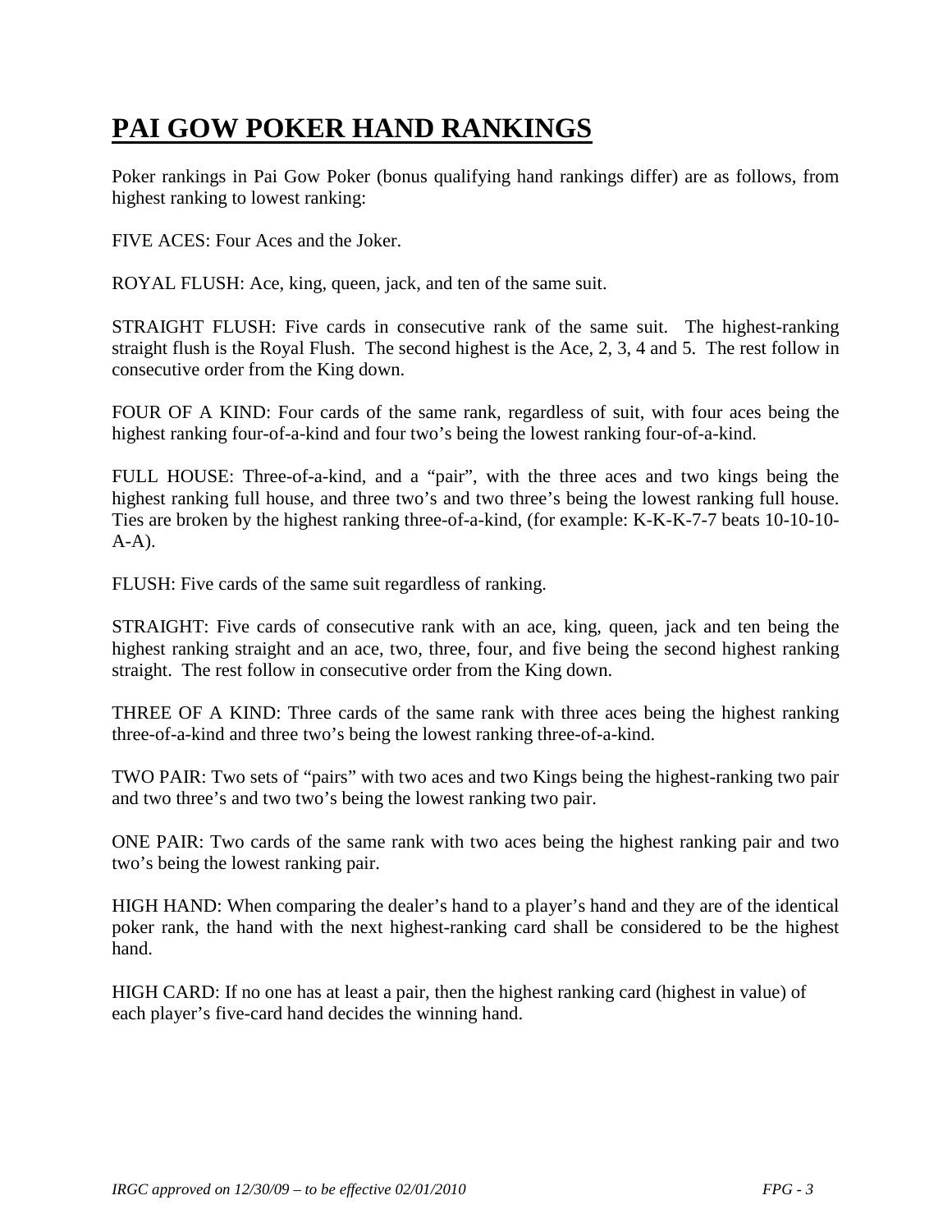# PAI GOW POKER HAND RANKINGS

Poker rankings in Pai Gow Poker (bonus qualifying hand rankings differ) are as follows, from highest ranking to lowest ranking:

FIVE ACES: Four Aces and the Joker.

ROYAL FLUSH: Ace, king, queen, jack, and ten of the same suit.

STRAIGHT FLUSH: Five cards in consecutive rank of the same suit. The highest-ranking straight flush is the Royal Flush. The second highest is the Ace, 2, 3, 4 and 5. The rest follow in consecutive order from the King down.

FOUR OF A KIND: Four cards of the same rank, regardless of suit, with four aces being the highest ranking four-of-a-kind and four two's being the lowest ranking four-of-a-kind.

FULL HOUSE: Three-of-a-kind, and a "pair", with the three aces and two kings being the highest ranking full house, and three two's and two three's being the lowest ranking full house. Ties are broken by the highest ranking three-of-a-kind, (for example: K-K-K-7-7 beats 10-10-10-A-A).

FLUSH: Five cards of the same suit regardless of ranking.

STRAIGHT: Five cards of consecutive rank with an ace, king, queen, jack and ten being the highest ranking straight and an ace, two, three, four, and five being the second highest ranking straight. The rest follow in consecutive order from the King down.

THREE OF A KIND: Three cards of the same rank with three aces being the highest ranking three-of-a-kind and three two's being the lowest ranking three-of-a-kind.

TWO PAIR: Two sets of "pairs" with two aces and two Kings being the highest-ranking two pair and two three's and two two's being the lowest ranking two pair.

ONE PAIR: Two cards of the same rank with two aces being the highest ranking pair and two two's being the lowest ranking pair.

HIGH HAND: When comparing the dealer's hand to a player's hand and they are of the identical poker rank, the hand with the next highest-ranking card shall be considered to be the highest hand.

HIGH CARD: If no one has at least a pair, then the highest ranking card (highest in value) of each player's five-card hand decides the winning hand.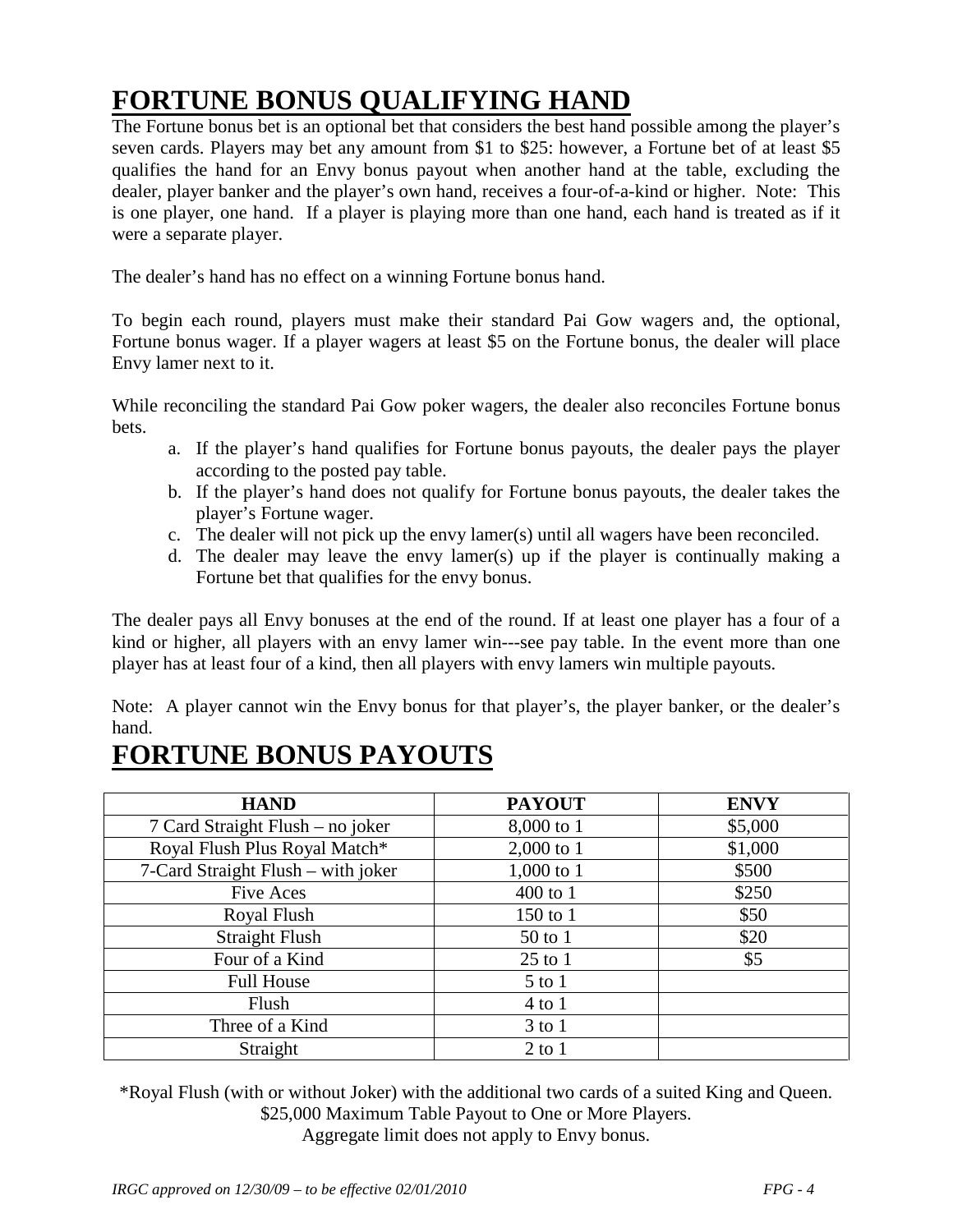# FORTUNE BONUS QUALIFYING HAND

The Fortune bonus bet is an optional bet that considers the best hand possible among the player's seven cards. Players may bet any amount from $1 to $25: however, a Fortune bet of at least $5 qualifies the hand for an Envy bonus payout when another hand at the table, excluding the dealer, player banker and the player's own hand, receives a four-of-a-kind or higher. Note: This is one player, one hand. If a player is playing more than one hand, each hand is treated as if it were a separate player.

The dealer's hand has no effect on a winning Fortune bonus hand.

To begin each round, players must make their standard Pai Gow wagers and, the optional, Fortune bonus wager. If a player wagers at least $5 on the Fortune bonus, the dealer will place Envy lamer next to it.

While reconciling the standard Pai Gow poker wagers, the dealer also reconciles Fortune bonus bets.

a. If the player's hand qualifies for Fortune bonus payouts, the dealer pays the player according to the posted pay table.
b. If the player's hand does not qualify for Fortune bonus payouts, the dealer takes the player's Fortune wager.
c. The dealer will not pick up the envy lamer(s) until all wagers have been reconciled.
d. The dealer may leave the envy lamer(s) up if the player is continually making a Fortune bet that qualifies for the envy bonus.

The dealer pays all Envy bonuses at the end of the round. If at least one player has a four of a kind or higher, all players with an envy lamer win---see pay table. In the event more than one player has at least four of a kind, then all players with envy lamers win multiple payouts.

Note: A player cannot win the Envy bonus for that player's, the player banker, or the dealer's hand.

# FORTUNE BONUS PAYOUTS

| HAND | PAYOUT | ENVY |
|---|---|---|
| 7 Card Straight Flush – no joker | 8,000 to 1 | $5,000 |
| Royal Flush Plus Royal Match* | 2,000 to 1 | $1,000 |
| 7-Card Straight Flush – with joker | 1,000 to 1 | $500 |
| Five Aces | 400 to 1 | $250 |
| Royal Flush | 150 to 1 | $50 |
| Straight Flush | 50 to 1 | $20 |
| Four of a Kind | 25 to 1 | $5 |
| Full House | 5 to 1 | |
| Flush | 4 to 1 | |
| Three of a Kind | 3 to 1 | |
| Straight | 2 to 1 | |

*Royal Flush (with or without Joker) with the additional two cards of a suited King and Queen.
$25,000 Maximum Table Payout to One or More Players.
Aggregate limit does not apply to Envy bonus.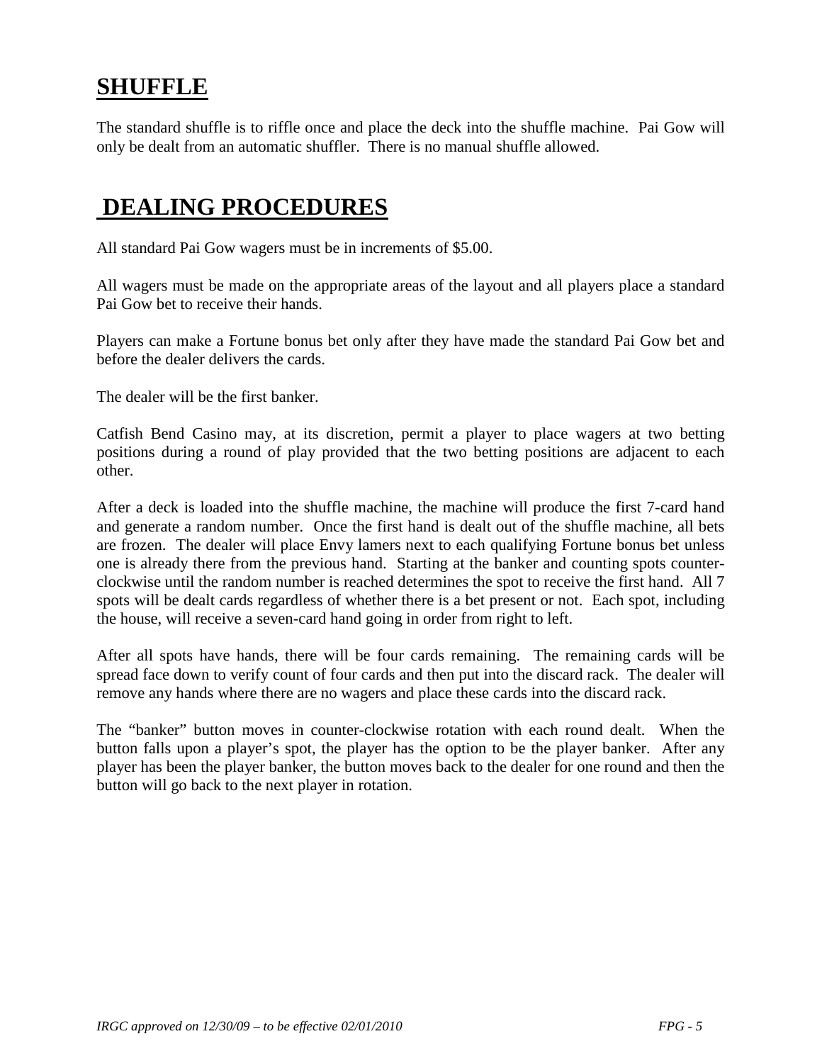## SHUFFLE

The standard shuffle is to riffle once and place the deck into the shuffle machine. Pai Gow will only be dealt from an automatic shuffler. There is no manual shuffle allowed.

## DEALING PROCEDURES

All standard Pai Gow wagers must be in increments of $5.00.

All wagers must be made on the appropriate areas of the layout and all players place a standard Pai Gow bet to receive their hands.

Players can make a Fortune bonus bet only after they have made the standard Pai Gow bet and before the dealer delivers the cards.

The dealer will be the first banker.

Catfish Bend Casino may, at its discretion, permit a player to place wagers at two betting positions during a round of play provided that the two betting positions are adjacent to each other.

After a deck is loaded into the shuffle machine, the machine will produce the first 7-card hand and generate a random number. Once the first hand is dealt out of the shuffle machine, all bets are frozen. The dealer will place Envy lamers next to each qualifying Fortune bonus bet unless one is already there from the previous hand. Starting at the banker and counting spots counter-clockwise until the random number is reached determines the spot to receive the first hand. All 7 spots will be dealt cards regardless of whether there is a bet present or not. Each spot, including the house, will receive a seven-card hand going in order from right to left.

After all spots have hands, there will be four cards remaining. The remaining cards will be spread face down to verify count of four cards and then put into the discard rack. The dealer will remove any hands where there are no wagers and place these cards into the discard rack.

The "banker" button moves in counter-clockwise rotation with each round dealt. When the button falls upon a player's spot, the player has the option to be the player banker. After any player has been the player banker, the button moves back to the dealer for one round and then the button will go back to the next player in rotation.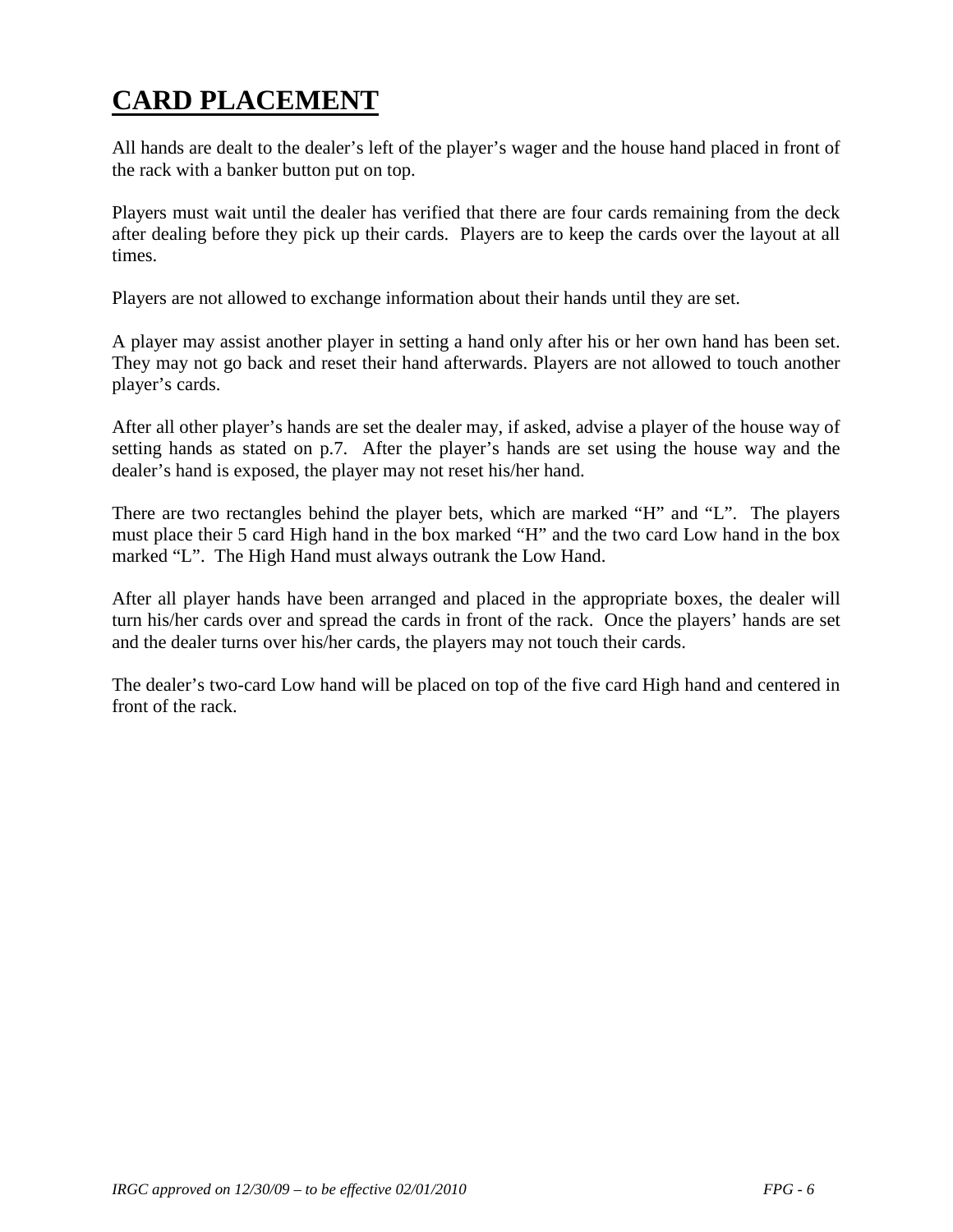# CARD PLACEMENT

All hands are dealt to the dealer's left of the player's wager and the house hand placed in front of the rack with a banker button put on top.

Players must wait until the dealer has verified that there are four cards remaining from the deck after dealing before they pick up their cards. Players are to keep the cards over the layout at all times.

Players are not allowed to exchange information about their hands until they are set.

A player may assist another player in setting a hand only after his or her own hand has been set. They may not go back and reset their hand afterwards. Players are not allowed to touch another player's cards.

After all other player's hands are set the dealer may, if asked, advise a player of the house way of setting hands as stated on p.7. After the player's hands are set using the house way and the dealer's hand is exposed, the player may not reset his/her hand.

There are two rectangles behind the player bets, which are marked "H" and "L". The players must place their 5 card High hand in the box marked "H" and the two card Low hand in the box marked "L". The High Hand must always outrank the Low Hand.

After all player hands have been arranged and placed in the appropriate boxes, the dealer will turn his/her cards over and spread the cards in front of the rack. Once the players' hands are set and the dealer turns over his/her cards, the players may not touch their cards.

The dealer's two-card Low hand will be placed on top of the five card High hand and centered in front of the rack.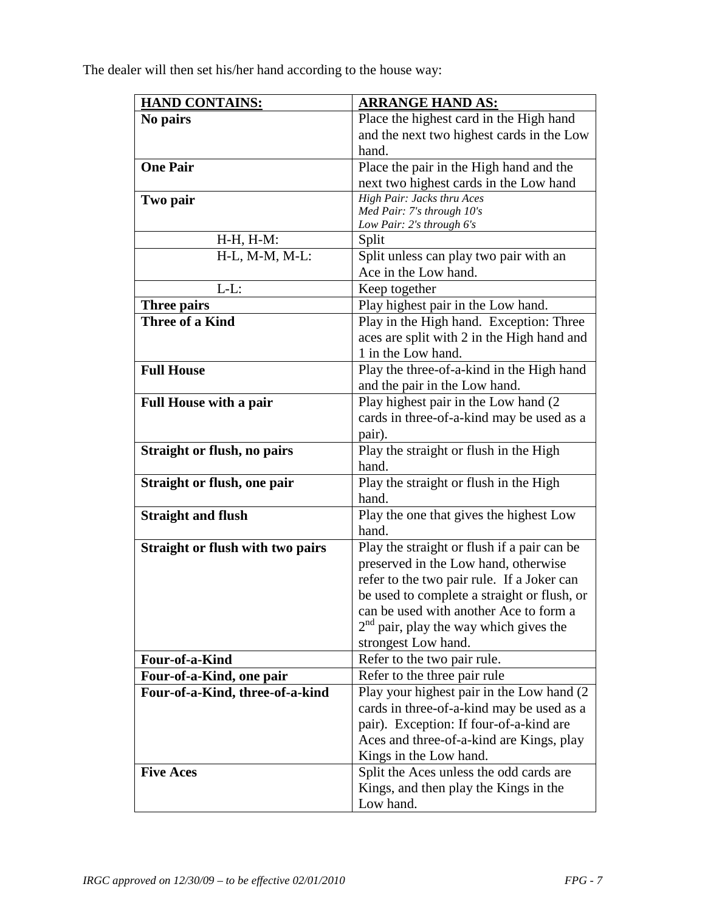The dealer will then set his/her hand according to the house way:

| HAND CONTAINS: | ARRANGE HAND AS: |
|---|---|
| **No pairs** | Place the highest card in the High hand and the next two highest cards in the Low hand. |
| **One Pair** | Place the pair in the High hand and the next two highest cards in the Low hand |
| **Two pair** | *High Pair: Jacks thru Aces*<br>*Med Pair: 7's through 10's*<br>*Low Pair: 2's through 6's* |
| H-H, H-M: | Split |
| H-L, M-M, M-L: | Split unless can play two pair with an Ace in the Low hand. |
| L-L: | Keep together |
| **Three pairs** | Play highest pair in the Low hand. |
| **Three of a Kind** | Play in the High hand. Exception: Three aces are split with 2 in the High hand and 1 in the Low hand. |
| **Full House** | Play the three-of-a-kind in the High hand and the pair in the Low hand. |
| **Full House with a pair** | Play highest pair in the Low hand (2 cards in three-of-a-kind may be used as a pair). |
| **Straight or flush, no pairs** | Play the straight or flush in the High hand. |
| **Straight or flush, one pair** | Play the straight or flush in the High hand. |
| **Straight and flush** | Play the one that gives the highest Low hand. |
| **Straight or flush with two pairs** | Play the straight or flush if a pair can be preserved in the Low hand, otherwise refer to the two pair rule. If a Joker can be used to complete a straight or flush, or can be used with another Ace to form a 2nd pair, play the way which gives the strongest Low hand. |
| **Four-of-a-Kind** | Refer to the two pair rule. |
| **Four-of-a-Kind, one pair** | Refer to the three pair rule |
| **Four-of-a-Kind, three-of-a-kind** | Play your highest pair in the Low hand (2 cards in three-of-a-kind may be used as a pair). Exception: If four-of-a-kind are Aces and three-of-a-kind are Kings, play Kings in the Low hand. |
| **Five Aces** | Split the Aces unless the odd cards are Kings, and then play the Kings in the Low hand. |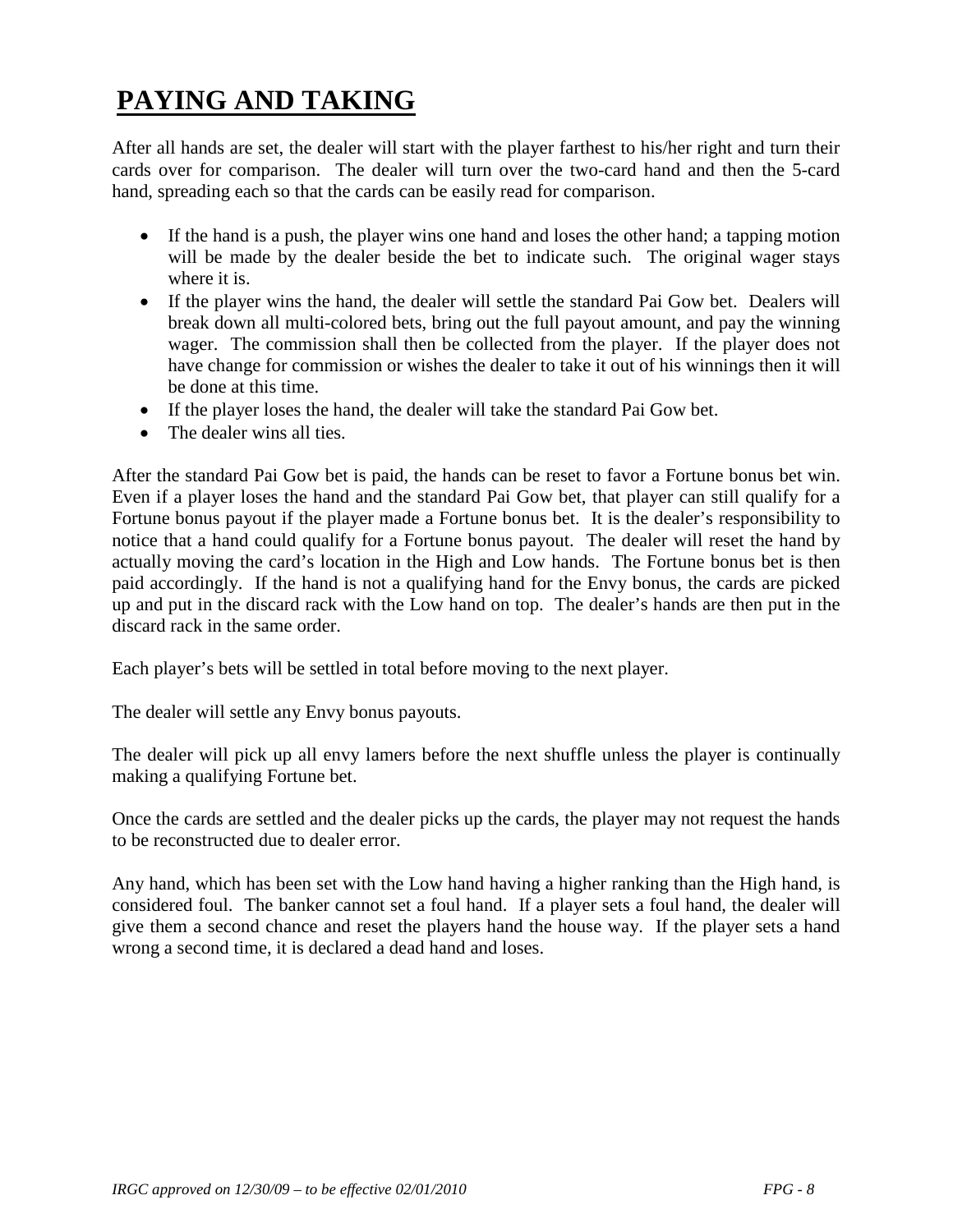# PAYING AND TAKING

After all hands are set, the dealer will start with the player farthest to his/her right and turn their cards over for comparison. The dealer will turn over the two-card hand and then the 5-card hand, spreading each so that the cards can be easily read for comparison.

- If the hand is a push, the player wins one hand and loses the other hand; a tapping motion will be made by the dealer beside the bet to indicate such. The original wager stays where it is.
- If the player wins the hand, the dealer will settle the standard Pai Gow bet. Dealers will break down all multi-colored bets, bring out the full payout amount, and pay the winning wager. The commission shall then be collected from the player. If the player does not have change for commission or wishes the dealer to take it out of his winnings then it will be done at this time.
- If the player loses the hand, the dealer will take the standard Pai Gow bet.
- The dealer wins all ties.

After the standard Pai Gow bet is paid, the hands can be reset to favor a Fortune bonus bet win. Even if a player loses the hand and the standard Pai Gow bet, that player can still qualify for a Fortune bonus payout if the player made a Fortune bonus bet. It is the dealer's responsibility to notice that a hand could qualify for a Fortune bonus payout. The dealer will reset the hand by actually moving the card's location in the High and Low hands. The Fortune bonus bet is then paid accordingly. If the hand is not a qualifying hand for the Envy bonus, the cards are picked up and put in the discard rack with the Low hand on top. The dealer's hands are then put in the discard rack in the same order.

Each player's bets will be settled in total before moving to the next player.

The dealer will settle any Envy bonus payouts.

The dealer will pick up all envy lamers before the next shuffle unless the player is continually making a qualifying Fortune bet.

Once the cards are settled and the dealer picks up the cards, the player may not request the hands to be reconstructed due to dealer error.

Any hand, which has been set with the Low hand having a higher ranking than the High hand, is considered foul. The banker cannot set a foul hand. If a player sets a foul hand, the dealer will give them a second chance and reset the players hand the house way. If the player sets a hand wrong a second time, it is declared a dead hand and loses.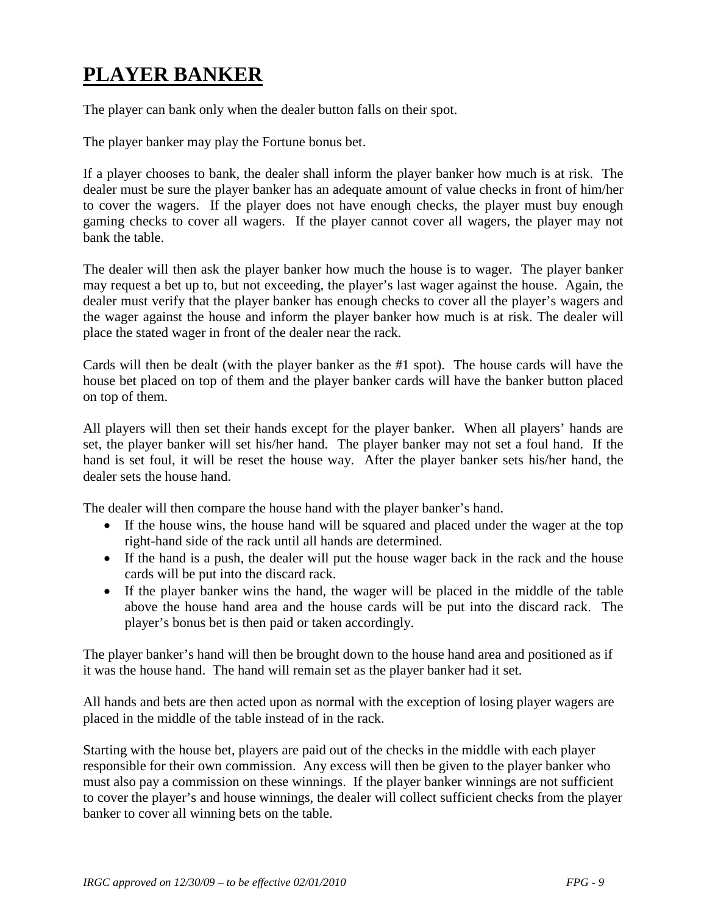# PLAYER BANKER

The player can bank only when the dealer button falls on their spot.

The player banker may play the Fortune bonus bet.

If a player chooses to bank, the dealer shall inform the player banker how much is at risk. The dealer must be sure the player banker has an adequate amount of value checks in front of him/her to cover the wagers. If the player does not have enough checks, the player must buy enough gaming checks to cover all wagers. If the player cannot cover all wagers, the player may not bank the table.

The dealer will then ask the player banker how much the house is to wager. The player banker may request a bet up to, but not exceeding, the player's last wager against the house. Again, the dealer must verify that the player banker has enough checks to cover all the player's wagers and the wager against the house and inform the player banker how much is at risk. The dealer will place the stated wager in front of the dealer near the rack.

Cards will then be dealt (with the player banker as the #1 spot). The house cards will have the house bet placed on top of them and the player banker cards will have the banker button placed on top of them.

All players will then set their hands except for the player banker. When all players' hands are set, the player banker will set his/her hand. The player banker may not set a foul hand. If the hand is set foul, it will be reset the house way. After the player banker sets his/her hand, the dealer sets the house hand.

The dealer will then compare the house hand with the player banker's hand.

- If the house wins, the house hand will be squared and placed under the wager at the top right-hand side of the rack until all hands are determined.
- If the hand is a push, the dealer will put the house wager back in the rack and the house cards will be put into the discard rack.
- If the player banker wins the hand, the wager will be placed in the middle of the table above the house hand area and the house cards will be put into the discard rack. The player's bonus bet is then paid or taken accordingly.

The player banker's hand will then be brought down to the house hand area and positioned as if it was the house hand. The hand will remain set as the player banker had it set.

All hands and bets are then acted upon as normal with the exception of losing player wagers are placed in the middle of the table instead of in the rack.

Starting with the house bet, players are paid out of the checks in the middle with each player responsible for their own commission. Any excess will then be given to the player banker who must also pay a commission on these winnings. If the player banker winnings are not sufficient to cover the player's and house winnings, the dealer will collect sufficient checks from the player banker to cover all winning bets on the table.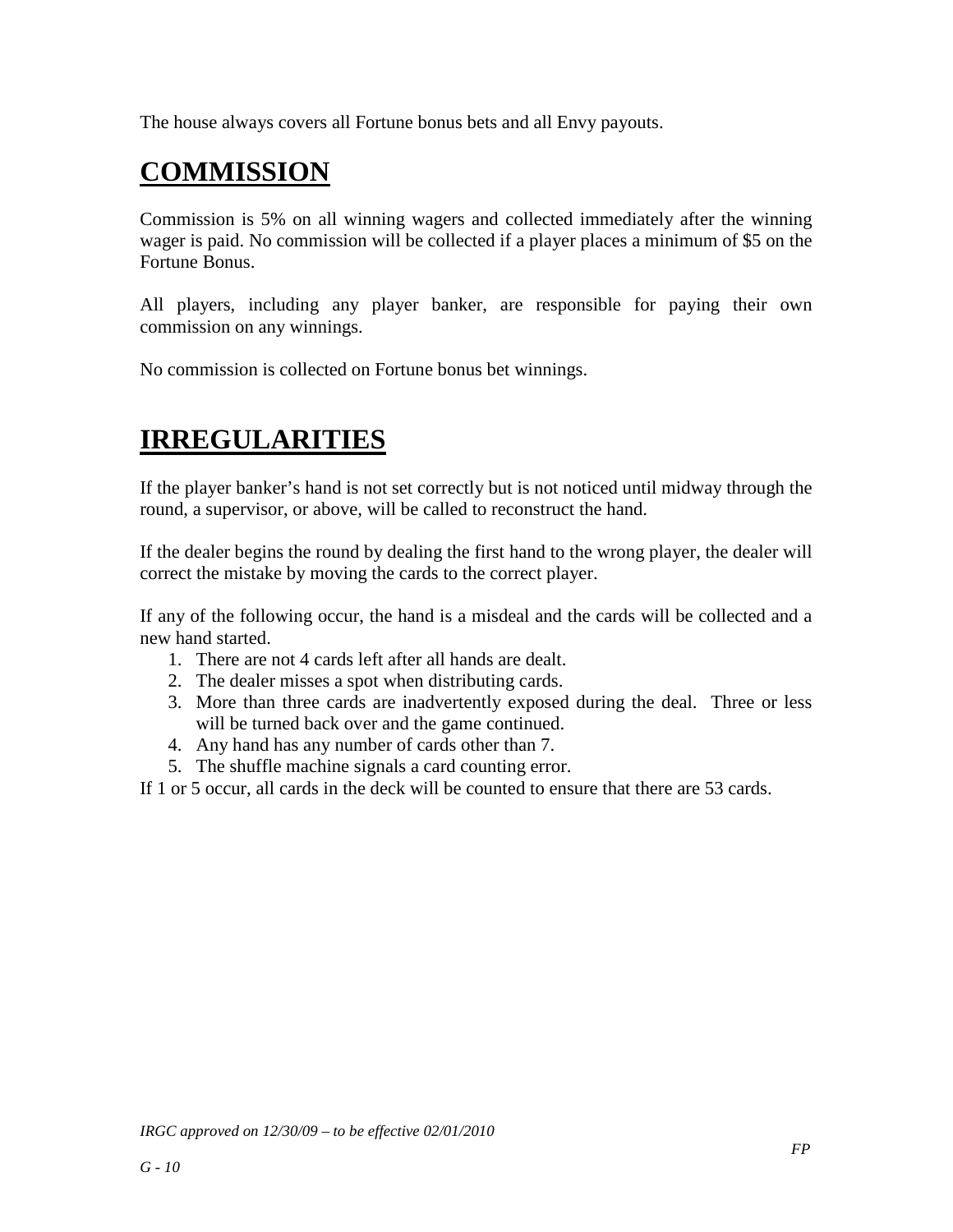The house always covers all Fortune bonus bets and all Envy payouts.

# COMMISSION

Commission is 5% on all winning wagers and collected immediately after the winning wager is paid. No commission will be collected if a player places a minimum of $5 on the Fortune Bonus.

All players, including any player banker, are responsible for paying their own commission on any winnings.

No commission is collected on Fortune bonus bet winnings.

# IRREGULARITIES

If the player banker's hand is not set correctly but is not noticed until midway through the round, a supervisor, or above, will be called to reconstruct the hand.

If the dealer begins the round by dealing the first hand to the wrong player, the dealer will correct the mistake by moving the cards to the correct player.

If any of the following occur, the hand is a misdeal and the cards will be collected and a new hand started.

1. There are not 4 cards left after all hands are dealt.
2. The dealer misses a spot when distributing cards.
3. More than three cards are inadvertently exposed during the deal. Three or less will be turned back over and the game continued.
4. Any hand has any number of cards other than 7.
5. The shuffle machine signals a card counting error.

If 1 or 5 occur, all cards in the deck will be counted to ensure that there are 53 cards.